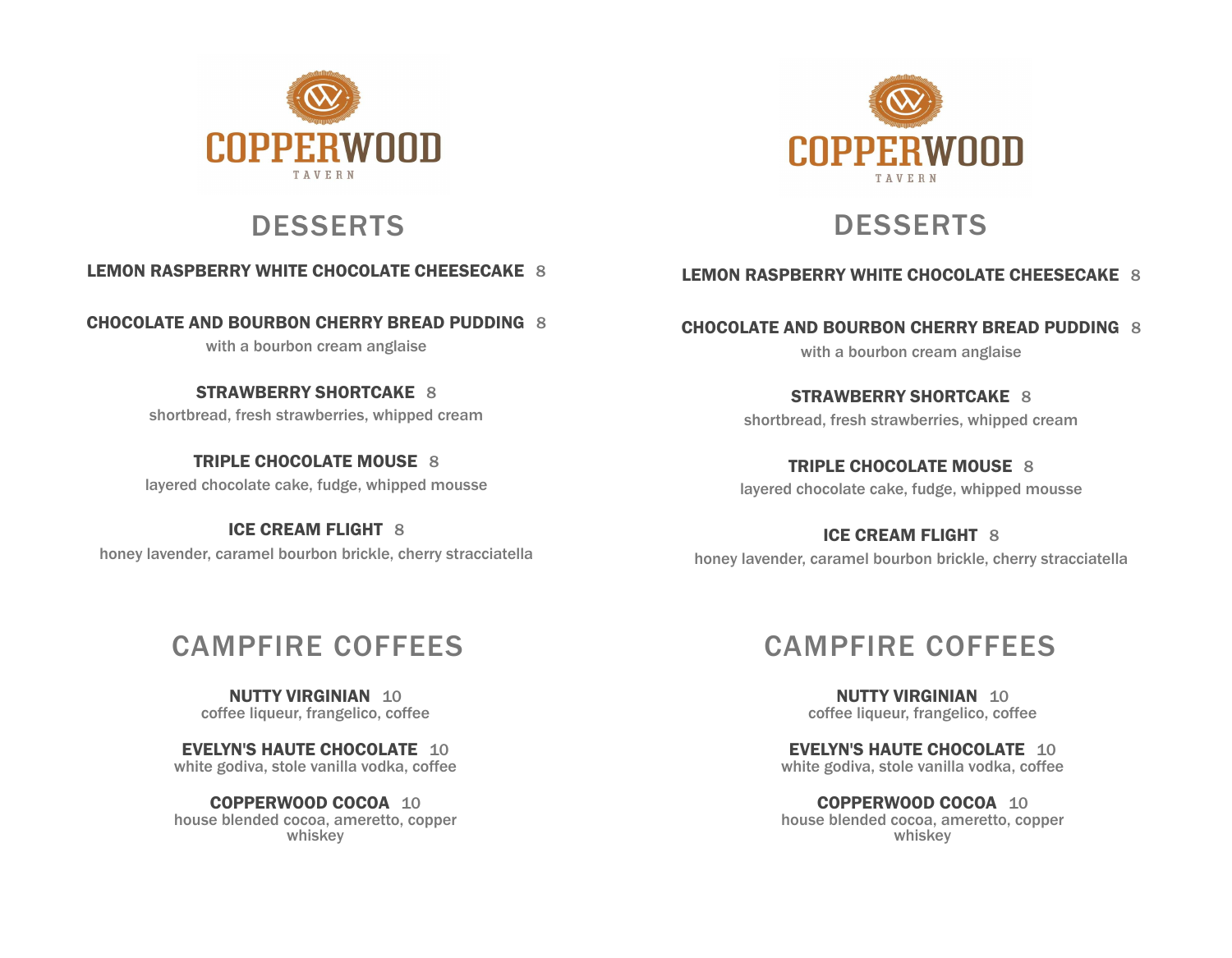COPPERWOOD
TAVERN

# DESSERTS

**LEMON RASPBERRY WHITE CHOCOLATE CHEESECAKE** 8

**CHOCOLATE AND BOURBON CHERRY BREAD PUDDING** 8
with a bourbon cream anglaise

**STRAWBERRY SHORTCAKE** 8
shortbread, fresh strawberries, whipped cream

**TRIPLE CHOCOLATE MOUSE** 8
layered chocolate cake, fudge, whipped mousse

**ICE CREAM FLIGHT** 8
honey lavender, caramel bourbon brickle, cherry stracciatella

# CAMPFIRE COFFEES

**NUTTY VIRGINIAN** 10
coffee liqueur, frangelico, coffee

**EVELYN'S HAUTE CHOCOLATE** 10
white godiva, stole vanilla vodka, coffee

**COPPERWOOD COCOA** 10
house blended cocoa, ameretto, copper whiskey

COPPERWOOD
TAVERN

# DESSERTS

**LEMON RASPBERRY WHITE CHOCOLATE CHEESECAKE** 8

**CHOCOLATE AND BOURBON CHERRY BREAD PUDDING** 8
with a bourbon cream anglaise

**STRAWBERRY SHORTCAKE** 8
shortbread, fresh strawberries, whipped cream

**TRIPLE CHOCOLATE MOUSE** 8
layered chocolate cake, fudge, whipped mousse

**ICE CREAM FLIGHT** 8
honey lavender, caramel bourbon brickle, cherry stracciatella

# CAMPFIRE COFFEES

**NUTTY VIRGINIAN** 10
coffee liqueur, frangelico, coffee

**EVELYN'S HAUTE CHOCOLATE** 10
white godiva, stole vanilla vodka, coffee

**COPPERWOOD COCOA** 10
house blended cocoa, ameretto, copper whiskey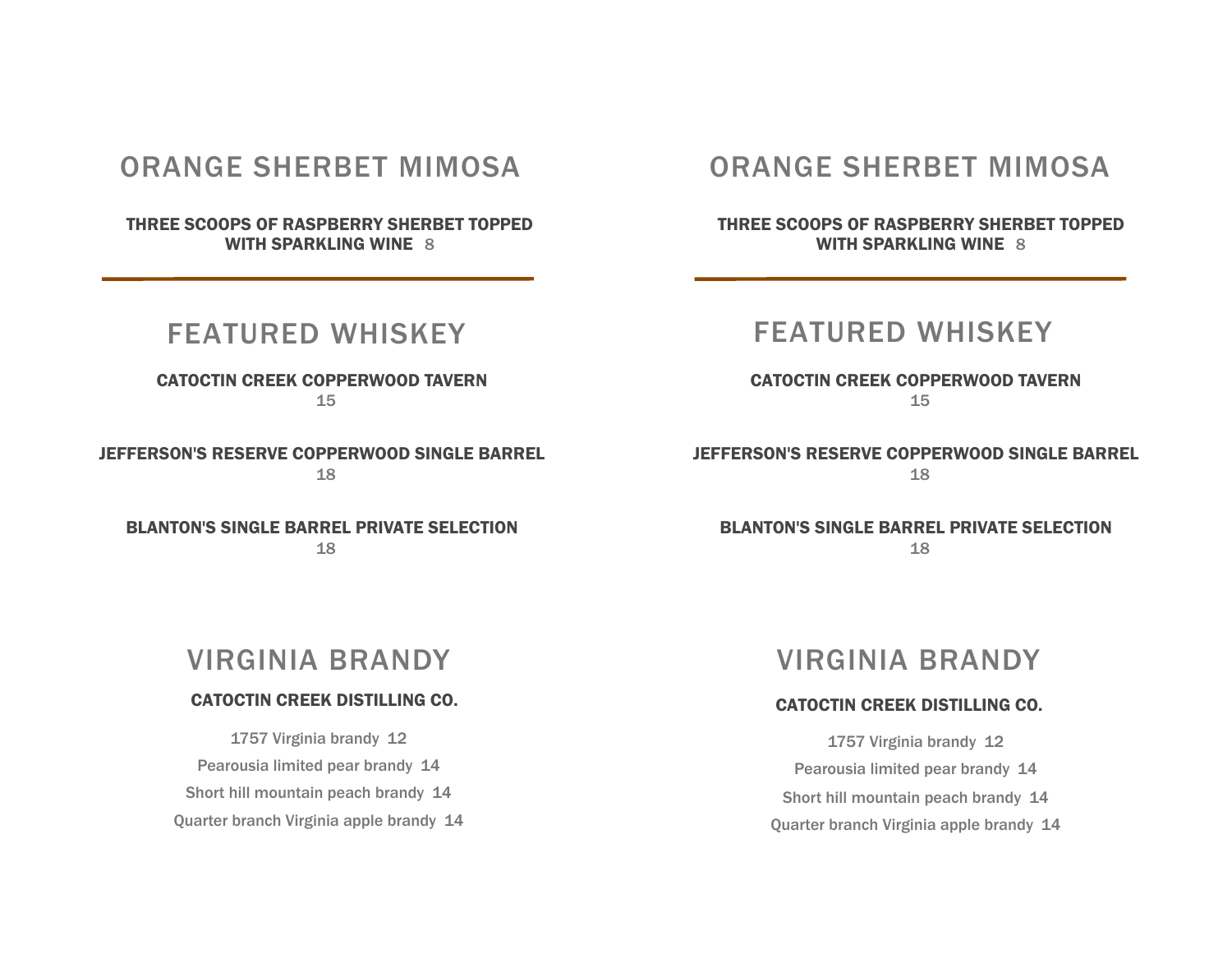## ORANGE SHERBET MIMOSA

**THREE SCOOPS OF RASPBERRY SHERBET TOPPED WITH SPARKLING WINE** 8

---

## FEATURED WHISKEY

**CATOCTIN CREEK COPPERWOOD TAVERN**
15

**JEFFERSON'S RESERVE COPPERWOOD SINGLE BARREL**
18

**BLANTON'S SINGLE BARREL PRIVATE SELECTION**
18

## VIRGINIA BRANDY

**CATOCTIN CREEK DISTILLING CO.**

1757 Virginia brandy 12

Pearousia limited pear brandy 14

Short hill mountain peach brandy 14

Quarter branch Virginia apple brandy 14

## ORANGE SHERBET MIMOSA

**THREE SCOOPS OF RASPBERRY SHERBET TOPPED WITH SPARKLING WINE** 8

---

## FEATURED WHISKEY

**CATOCTIN CREEK COPPERWOOD TAVERN**
15

**JEFFERSON'S RESERVE COPPERWOOD SINGLE BARREL**
18

**BLANTON'S SINGLE BARREL PRIVATE SELECTION**
18

## VIRGINIA BRANDY

**CATOCTIN CREEK DISTILLING CO.**

1757 Virginia brandy 12

Pearousia limited pear brandy 14

Short hill mountain peach brandy 14

Quarter branch Virginia apple brandy 14